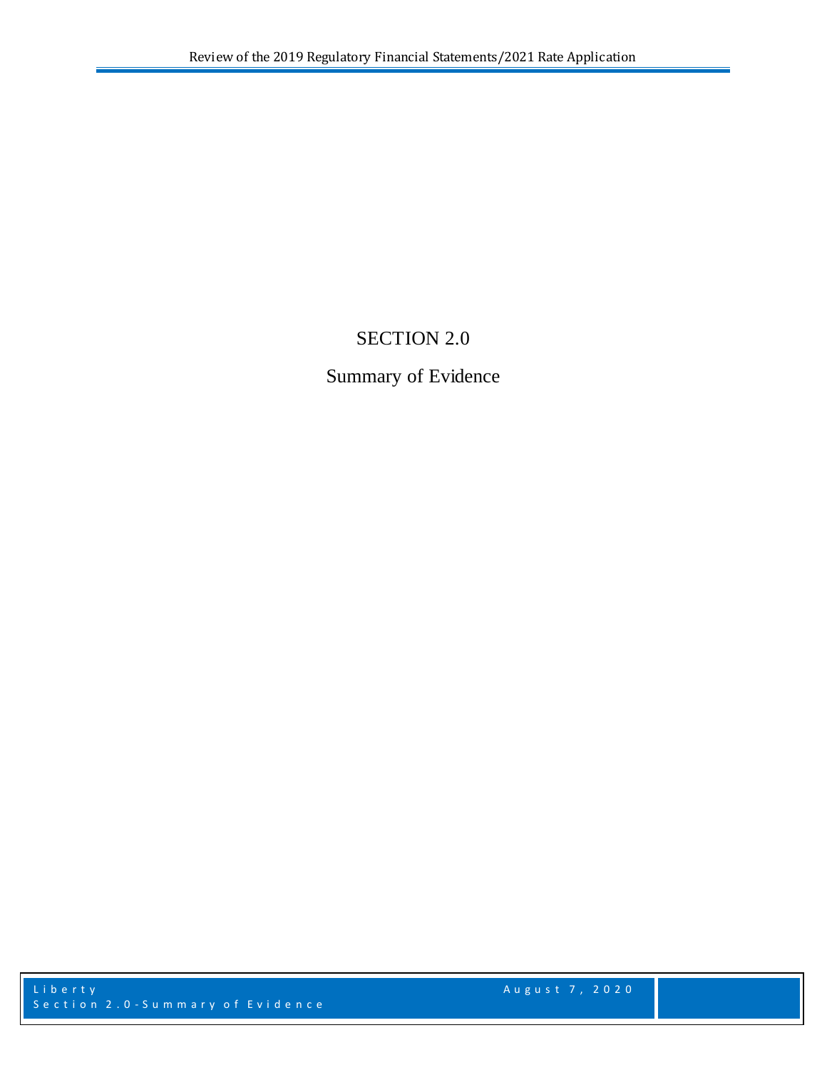# SECTION 2.0

## Summary of Evidence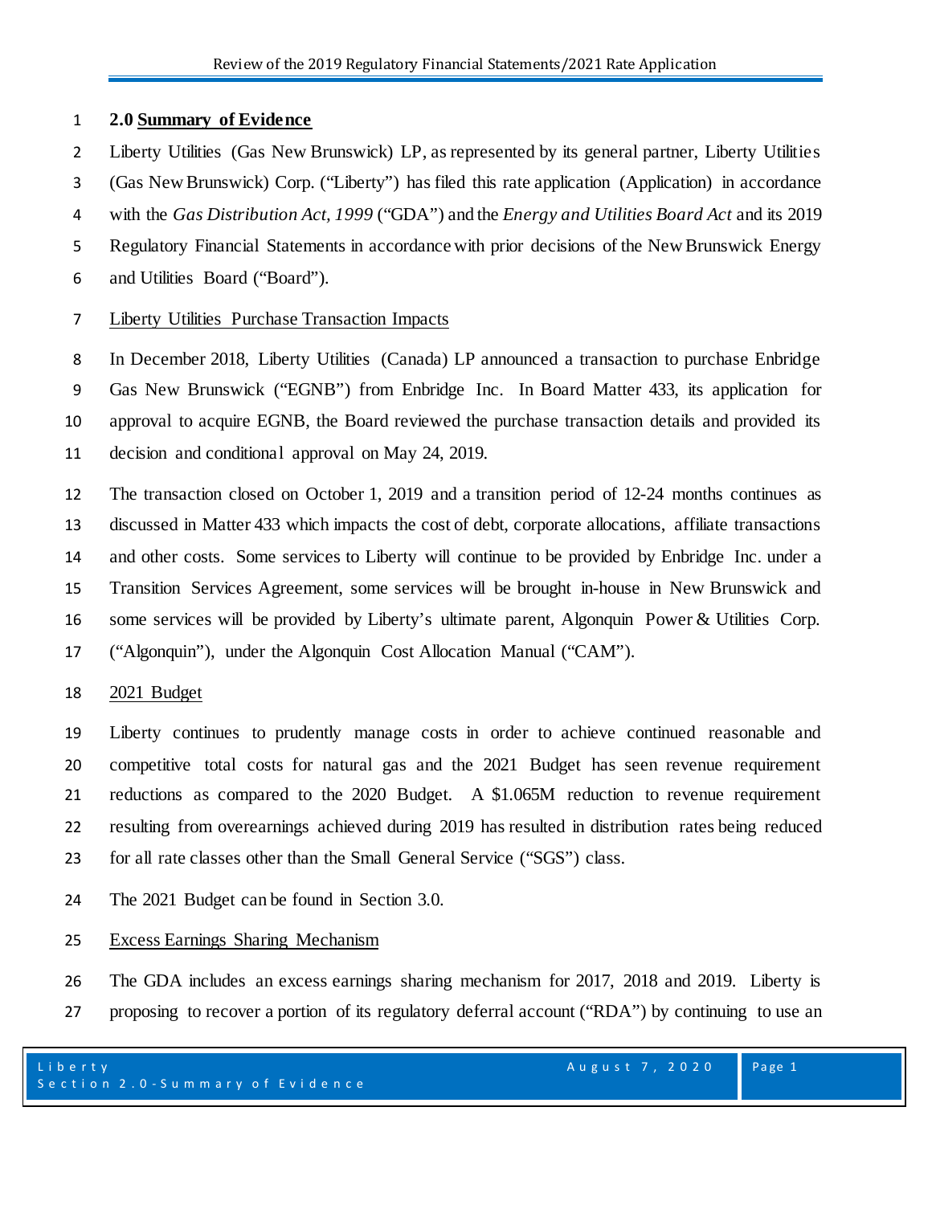## 2.0 Summary of Evidence

Liberty Utilities (Gas New Brunswick) LP, as represented by its general partner, Liberty Utilities (Gas New Brunswick) Corp. ("Liberty") has filed this rate application (Application) in accordance with the *Gas Distribution Act, 1999* ("GDA") and the *Energy and Utilities Board Act* and its 2019 Regulatory Financial Statements in accordance with prior decisions of the New Brunswick Energy and Utilities Board ("Board").

Liberty Utilities Purchase Transaction Impacts

In December 2018, Liberty Utilities (Canada) LP announced a transaction to purchase Enbridge Gas New Brunswick ("EGNB") from Enbridge Inc. In Board Matter 433, its application for approval to acquire EGNB, the Board reviewed the purchase transaction details and provided its decision and conditional approval on May 24, 2019.

The transaction closed on October 1, 2019 and a transition period of 12-24 months continues as discussed in Matter 433 which impacts the cost of debt, corporate allocations, affiliate transactions and other costs. Some services to Liberty will continue to be provided by Enbridge Inc. under a Transition Services Agreement, some services will be brought in-house in New Brunswick and some services will be provided by Liberty's ultimate parent, Algonquin Power & Utilities Corp. ("Algonquin"), under the Algonquin Cost Allocation Manual ("CAM").

2021 Budget

Liberty continues to prudently manage costs in order to achieve continued reasonable and competitive total costs for natural gas and the 2021 Budget has seen revenue requirement reductions as compared to the 2020 Budget. A $1.065M reduction to revenue requirement resulting from overearnings achieved during 2019 has resulted in distribution rates being reduced for all rate classes other than the Small General Service ("SGS") class.

The 2021 Budget can be found in Section 3.0.

Excess Earnings Sharing Mechanism

The GDA includes an excess earnings sharing mechanism for 2017, 2018 and 2019. Liberty is proposing to recover a portion of its regulatory deferral account ("RDA") by continuing to use an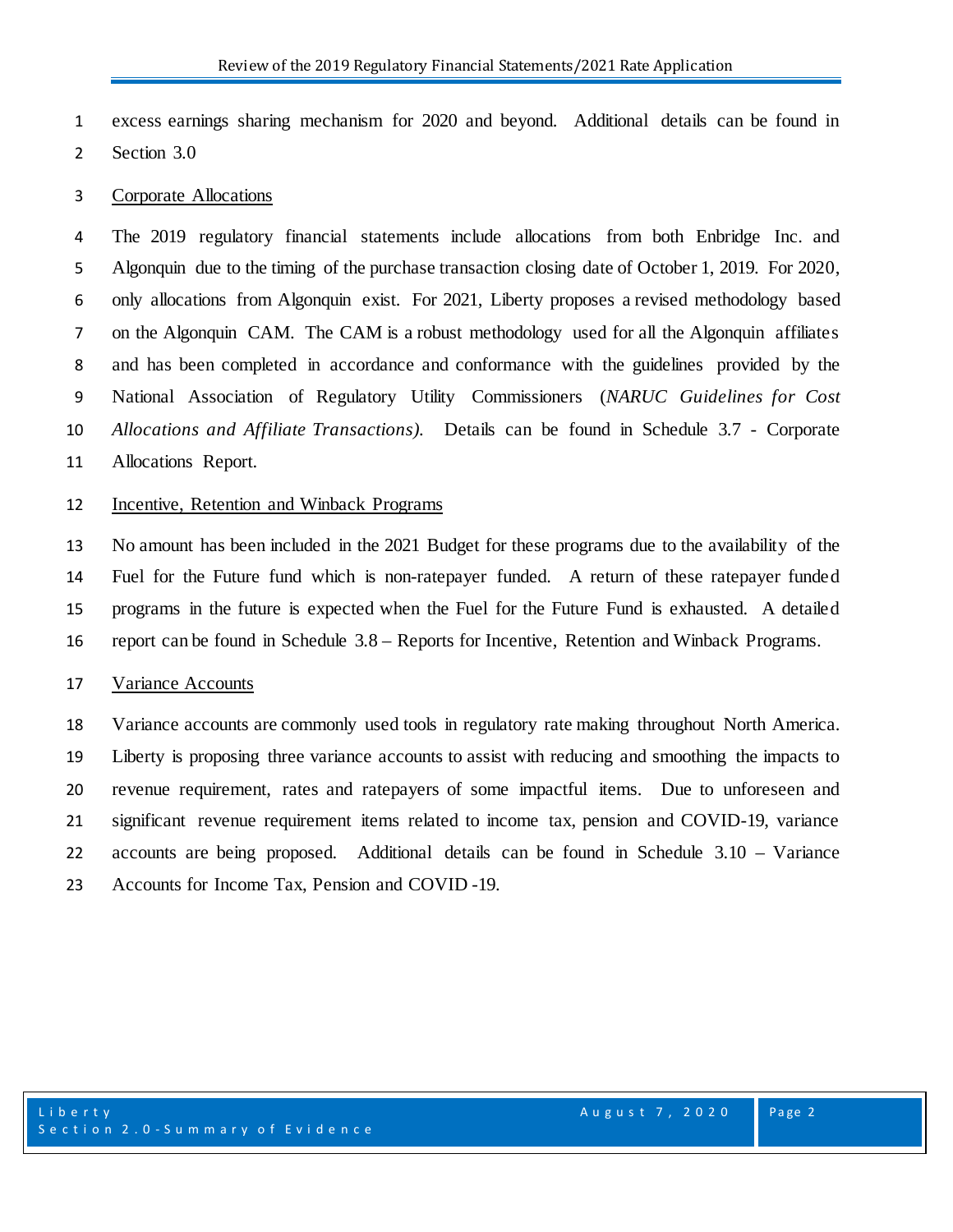excess earnings sharing mechanism for 2020 and beyond. Additional details can be found in Section 3.0

<u>Corporate Allocations</u>

The 2019 regulatory financial statements include allocations from both Enbridge Inc. and Algonquin due to the timing of the purchase transaction closing date of October 1, 2019. For 2020, only allocations from Algonquin exist. For 2021, Liberty proposes a revised methodology based on the Algonquin CAM. The CAM is a robust methodology used for all the Algonquin affiliates and has been completed in accordance and conformance with the guidelines provided by the National Association of Regulatory Utility Commissioners (*NARUC Guidelines for Cost Allocations and Affiliate Transactions).* Details can be found in Schedule 3.7 - Corporate Allocations Report.

<u>Incentive, Retention and Winback Programs</u>

No amount has been included in the 2021 Budget for these programs due to the availability of the Fuel for the Future fund which is non-ratepayer funded. A return of these ratepayer funded programs in the future is expected when the Fuel for the Future Fund is exhausted. A detailed report can be found in Schedule 3.8 – Reports for Incentive, Retention and Winback Programs.

<u>Variance Accounts</u>

Variance accounts are commonly used tools in regulatory rate making throughout North America. Liberty is proposing three variance accounts to assist with reducing and smoothing the impacts to revenue requirement, rates and ratepayers of some impactful items. Due to unforeseen and significant revenue requirement items related to income tax, pension and COVID-19, variance accounts are being proposed. Additional details can be found in Schedule 3.10 – Variance Accounts for Income Tax, Pension and COVID -19.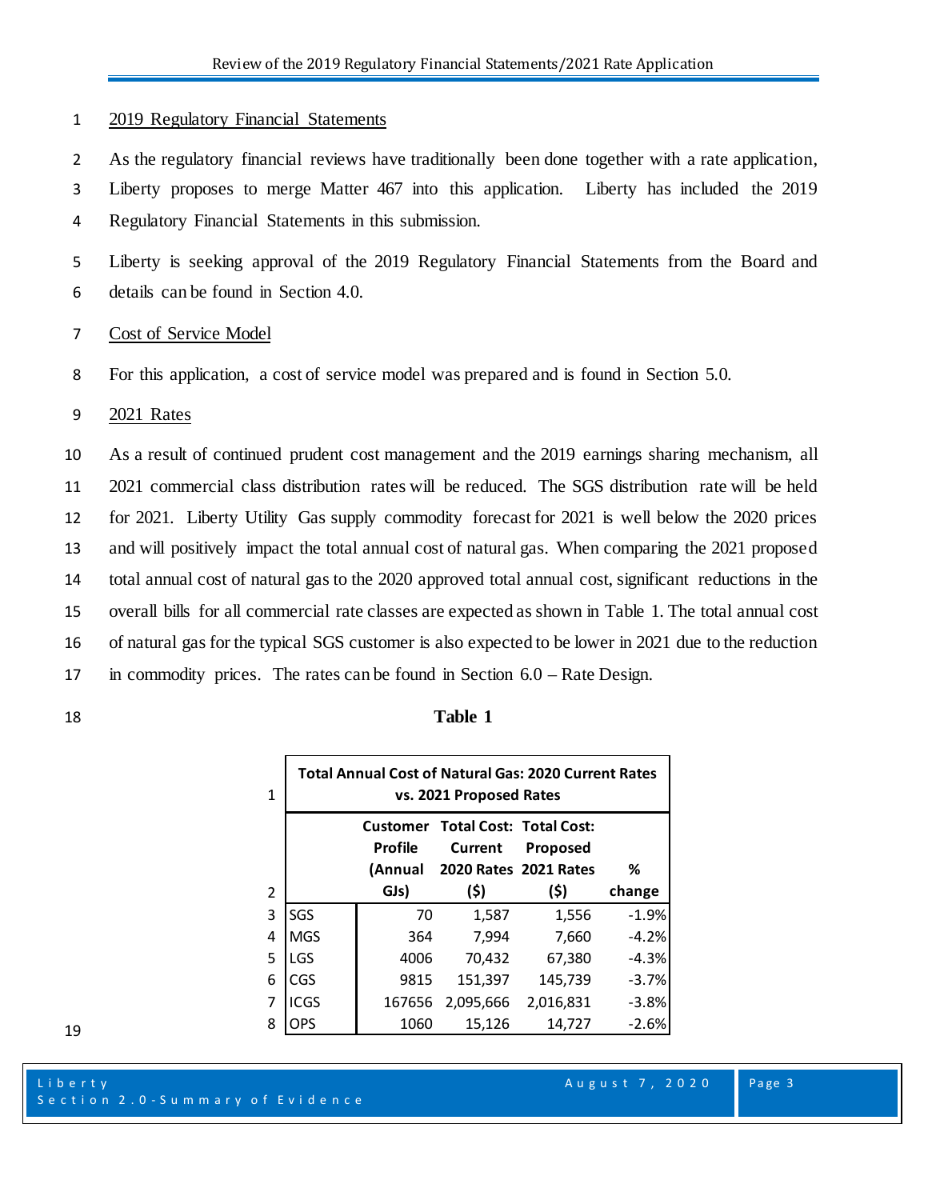2019 Regulatory Financial Statements

As the regulatory financial reviews have traditionally been done together with a rate application, Liberty proposes to merge Matter 467 into this application. Liberty has included the 2019 Regulatory Financial Statements in this submission.

Liberty is seeking approval of the 2019 Regulatory Financial Statements from the Board and details can be found in Section 4.0.

Cost of Service Model

For this application, a cost of service model was prepared and is found in Section 5.0.

2021 Rates

As a result of continued prudent cost management and the 2019 earnings sharing mechanism, all 2021 commercial class distribution rates will be reduced. The SGS distribution rate will be held for 2021. Liberty Utility Gas supply commodity forecast for 2021 is well below the 2020 prices and will positively impact the total annual cost of natural gas. When comparing the 2021 proposed total annual cost of natural gas to the 2020 approved total annual cost, significant reductions in the overall bills for all commercial rate classes are expected as shown in Table 1. The total annual cost of natural gas for the typical SGS customer is also expected to be lower in 2021 due to the reduction in commodity prices. The rates can be found in Section 6.0 – Rate Design.

**Table 1**

| | **Total Annual Cost of Natural Gas: 2020 Current Rates vs. 2021 Proposed Rates** | | | | |
|---|---|---|---|---|---|
| | | **Customer Profile (Annual GJs)** | **Total Cost: Current 2020 Rates ($)** | **Total Cost: Proposed 2021 Rates ($)** | **% change** |
| 3 | SGS | 70 | 1,587 | 1,556 | -1.9% |
| 4 | MGS | 364 | 7,994 | 7,660 | -4.2% |
| 5 | LGS | 4006 | 70,432 | 67,380 | -4.3% |
| 6 | CGS | 9815 | 151,397 | 145,739 | -3.7% |
| 7 | ICGS | 167656 | 2,095,666 | 2,016,831 | -3.8% |
| 8 | OPS | 1060 | 15,126 | 14,727 | -2.6% |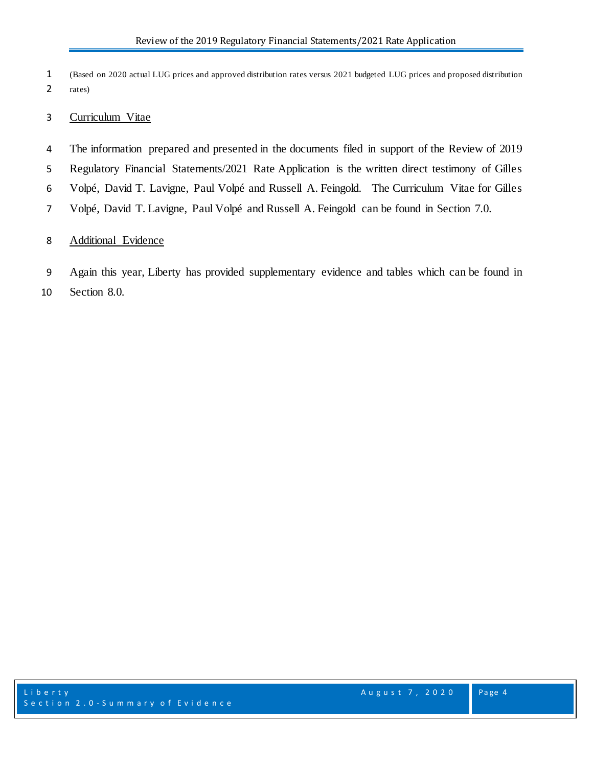(Based on 2020 actual LUG prices and approved distribution rates versus 2021 budgeted LUG prices and proposed distribution rates)

Curriculum Vitae

The information prepared and presented in the documents filed in support of the Review of 2019 Regulatory Financial Statements/2021 Rate Application is the written direct testimony of Gilles Volpé, David T. Lavigne, Paul Volpé and Russell A. Feingold. The Curriculum Vitae for Gilles Volpé, David T. Lavigne, Paul Volpé and Russell A. Feingold can be found in Section 7.0.

Additional Evidence

Again this year, Liberty has provided supplementary evidence and tables which can be found in Section 8.0.